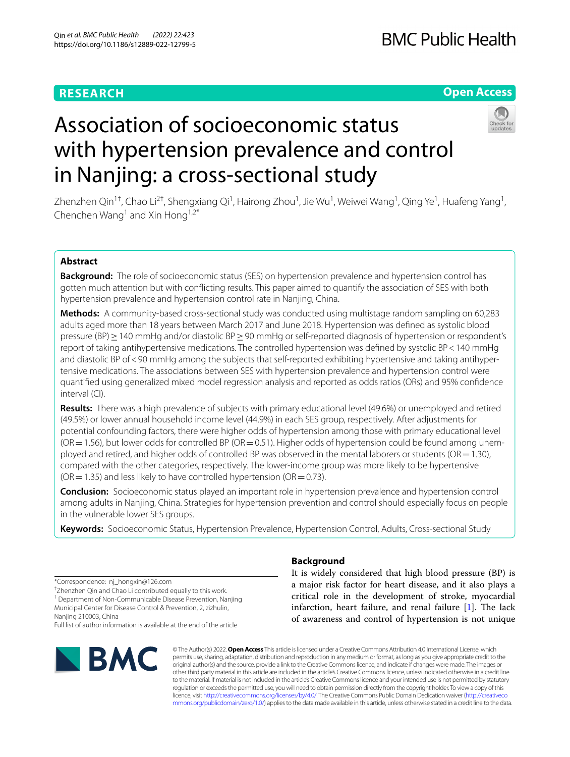RESEARCH

Open Access

# Association of socioeconomic status with hypertension prevalence and control in Nanjing: a cross-sectional study

Zhenzhen Qin[1†], Chao Li[2†], Shengxiang Qi[1], Hairong Zhou[1], Jie Wu[1], Weiwei Wang[1], Qing Ye[1], Huafeng Yang[1], Chenchen Wang[1] and Xin Hong[1,2*]

## Abstract

**Background:** The role of socioeconomic status (SES) on hypertension prevalence and hypertension control has gotten much attention but with conflicting results. This paper aimed to quantify the association of SES with both hypertension prevalence and hypertension control rate in Nanjing, China.

**Methods:** A community-based cross-sectional study was conducted using multistage random sampling on 60,283 adults aged more than 18 years between March 2017 and June 2018. Hypertension was defined as systolic blood pressure (BP) ≥ 140 mmHg and/or diastolic BP ≥ 90 mmHg or self-reported diagnosis of hypertension or respondent's report of taking antihypertensive medications. The controlled hypertension was defined by systolic BP < 140 mmHg and diastolic BP of < 90 mmHg among the subjects that self-reported exhibiting hypertensive and taking antihypertensive medications. The associations between SES with hypertension prevalence and hypertension control were quantified using generalized mixed model regression analysis and reported as odds ratios (ORs) and 95% confidence interval (CI).

**Results:** There was a high prevalence of subjects with primary educational level (49.6%) or unemployed and retired (49.5%) or lower annual household income level (44.9%) in each SES group, respectively. After adjustments for potential confounding factors, there were higher odds of hypertension among those with primary educational level (OR = 1.56), but lower odds for controlled BP (OR = 0.51). Higher odds of hypertension could be found among unemployed and retired, and higher odds of controlled BP was observed in the mental laborers or students (OR = 1.30), compared with the other categories, respectively. The lower-income group was more likely to be hypertensive (OR = 1.35) and less likely to have controlled hypertension (OR = 0.73).

**Conclusion:** Socioeconomic status played an important role in hypertension prevalence and hypertension control among adults in Nanjing, China. Strategies for hypertension prevention and control should especially focus on people in the vulnerable lower SES groups.

**Keywords:** Socioeconomic Status, Hypertension Prevalence, Hypertension Control, Adults, Cross-sectional Study

## Background

It is widely considered that high blood pressure (BP) is a major risk factor for heart disease, and it also plays a critical role in the development of stroke, myocardial infarction, heart failure, and renal failure [1]. The lack of awareness and control of hypertension is not unique

*Correspondence: nj_hongxin@126.com

†Zhenzhen Qin and Chao Li contributed equally to this work.

[1] Department of Non-Communicable Disease Prevention, Nanjing Municipal Center for Disease Control & Prevention, 2, zizhulin, Nanjing 210003, China

Full list of author information is available at the end of the article

© The Author(s) 2022. **Open Access** This article is licensed under a Creative Commons Attribution 4.0 International License, which permits use, sharing, adaptation, distribution and reproduction in any medium or format, as long as you give appropriate credit to the original author(s) and the source, provide a link to the Creative Commons licence, and indicate if changes were made. The images or other third party material in this article are included in the article's Creative Commons licence, unless indicated otherwise in a credit line to the material. If material is not included in the article's Creative Commons licence and your intended use is not permitted by statutory regulation or exceeds the permitted use, you will need to obtain permission directly from the copyright holder. To view a copy of this licence, visit http://creativecommons.org/licenses/by/4.0/. The Creative Commons Public Domain Dedication waiver (http://creativecommons.org/publicdomain/zero/1.0/) applies to the data made available in this article, unless otherwise stated in a credit line to the data.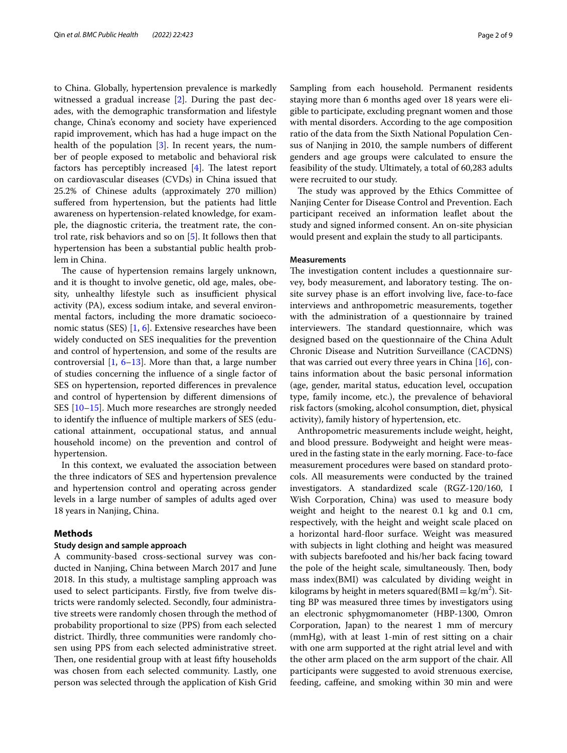to China. Globally, hypertension prevalence is markedly witnessed a gradual increase [2]. During the past decades, with the demographic transformation and lifestyle change, China's economy and society have experienced rapid improvement, which has had a huge impact on the health of the population [3]. In recent years, the number of people exposed to metabolic and behavioral risk factors has perceptibly increased [4]. The latest report on cardiovascular diseases (CVDs) in China issued that 25.2% of Chinese adults (approximately 270 million) suffered from hypertension, but the patients had little awareness on hypertension-related knowledge, for example, the diagnostic criteria, the treatment rate, the control rate, risk behaviors and so on [5]. It follows then that hypertension has been a substantial public health problem in China.

The cause of hypertension remains largely unknown, and it is thought to involve genetic, old age, males, obesity, unhealthy lifestyle such as insufficient physical activity (PA), excess sodium intake, and several environmental factors, including the more dramatic socioeconomic status (SES) [1, 6]. Extensive researches have been widely conducted on SES inequalities for the prevention and control of hypertension, and some of the results are controversial [1, 6–13]. More than that, a large number of studies concerning the influence of a single factor of SES on hypertension, reported differences in prevalence and control of hypertension by different dimensions of SES [10–15]. Much more researches are strongly needed to identify the influence of multiple markers of SES (educational attainment, occupational status, and annual household income) on the prevention and control of hypertension.

In this context, we evaluated the association between the three indicators of SES and hypertension prevalence and hypertension control and operating across gender levels in a large number of samples of adults aged over 18 years in Nanjing, China.

## Methods

### Study design and sample approach

A community-based cross-sectional survey was conducted in Nanjing, China between March 2017 and June 2018. In this study, a multistage sampling approach was used to select participants. Firstly, five from twelve districts were randomly selected. Secondly, four administrative streets were randomly chosen through the method of probability proportional to size (PPS) from each selected district. Thirdly, three communities were randomly chosen using PPS from each selected administrative street. Then, one residential group with at least fifty households was chosen from each selected community. Lastly, one person was selected through the application of Kish Grid Sampling from each household. Permanent residents staying more than 6 months aged over 18 years were eligible to participate, excluding pregnant women and those with mental disorders. According to the age composition ratio of the data from the Sixth National Population Census of Nanjing in 2010, the sample numbers of different genders and age groups were calculated to ensure the feasibility of the study. Ultimately, a total of 60,283 adults were recruited to our study.

The study was approved by the Ethics Committee of Nanjing Center for Disease Control and Prevention. Each participant received an information leaflet about the study and signed informed consent. An on-site physician would present and explain the study to all participants.

### Measurements

The investigation content includes a questionnaire survey, body measurement, and laboratory testing. The on-site survey phase is an effort involving live, face-to-face interviews and anthropometric measurements, together with the administration of a questionnaire by trained interviewers. The standard questionnaire, which was designed based on the questionnaire of the China Adult Chronic Disease and Nutrition Surveillance (CACDNS) that was carried out every three years in China [16], contains information about the basic personal information (age, gender, marital status, education level, occupation type, family income, etc.), the prevalence of behavioral risk factors (smoking, alcohol consumption, diet, physical activity), family history of hypertension, etc.

Anthropometric measurements include weight, height, and blood pressure. Bodyweight and height were measured in the fasting state in the early morning. Face-to-face measurement procedures were based on standard protocols. All measurements were conducted by the trained investigators. A standardized scale (RGZ-120/160, I Wish Corporation, China) was used to measure body weight and height to the nearest 0.1 kg and 0.1 cm, respectively, with the height and weight scale placed on a horizontal hard-floor surface. Weight was measured with subjects in light clothing and height was measured with subjects barefooted and his/her back facing toward the pole of the height scale, simultaneously. Then, body mass index(BMI) was calculated by dividing weight in kilograms by height in meters squared(BMI = $kg/m^2$). Sitting BP was measured three times by investigators using an electronic sphygmomanometer (HBP-1300, Omron Corporation, Japan) to the nearest 1 mm of mercury (mmHg), with at least 1-min of rest sitting on a chair with one arm supported at the right atrial level and with the other arm placed on the arm support of the chair. All participants were suggested to avoid strenuous exercise, feeding, caffeine, and smoking within 30 min and were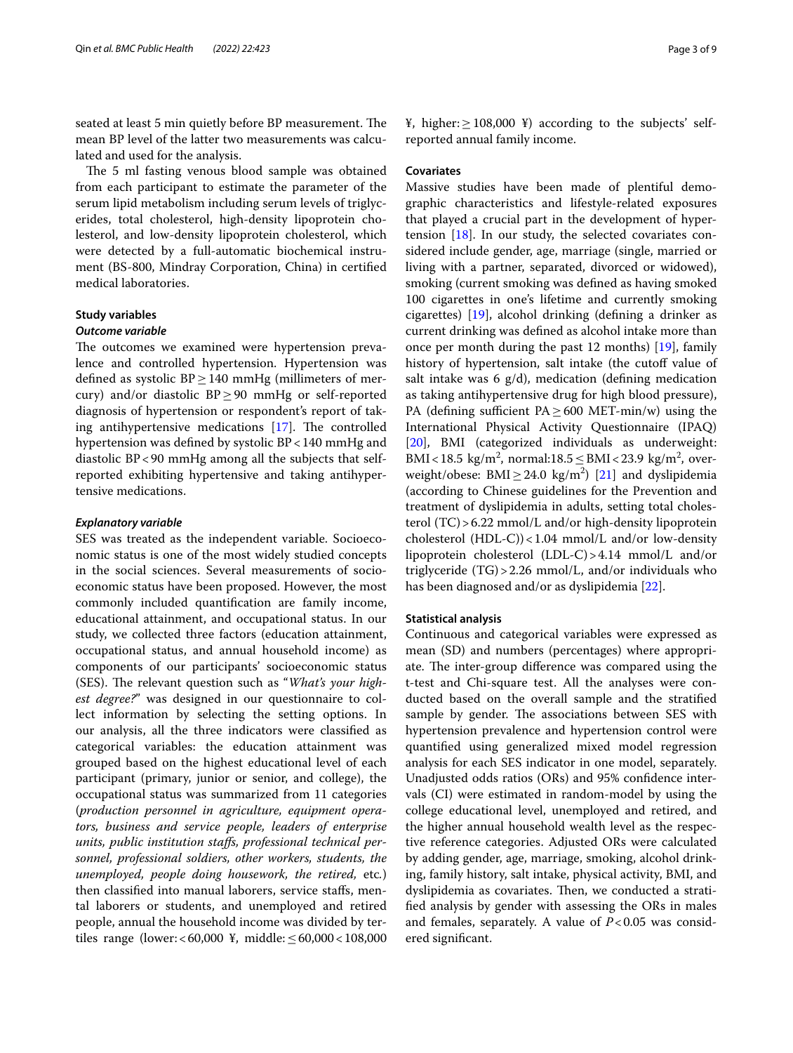seated at least 5 min quietly before BP measurement. The mean BP level of the latter two measurements was calculated and used for the analysis.

The 5 ml fasting venous blood sample was obtained from each participant to estimate the parameter of the serum lipid metabolism including serum levels of triglycerides, total cholesterol, high-density lipoprotein cholesterol, and low-density lipoprotein cholesterol, which were detected by a full-automatic biochemical instrument (BS-800, Mindray Corporation, China) in certified medical laboratories.

## Study variables

### *Outcome variable*

The outcomes we examined were hypertension prevalence and controlled hypertension. Hypertension was defined as systolic BP ≥ 140 mmHg (millimeters of mercury) and/or diastolic BP ≥ 90 mmHg or self-reported diagnosis of hypertension or respondent's report of taking antihypertensive medications [17]. The controlled hypertension was defined by systolic BP < 140 mmHg and diastolic BP < 90 mmHg among all the subjects that self-reported exhibiting hypertensive and taking antihypertensive medications.

### *Explanatory variable*

SES was treated as the independent variable. Socioeconomic status is one of the most widely studied concepts in the social sciences. Several measurements of socioeconomic status have been proposed. However, the most commonly included quantification are family income, educational attainment, and occupational status. In our study, we collected three factors (education attainment, occupational status, and annual household income) as components of our participants' socioeconomic status (SES). The relevant question such as "*What's your highest degree?*" was designed in our questionnaire to collect information by selecting the setting options. In our analysis, all the three indicators were classified as categorical variables: the education attainment was grouped based on the highest educational level of each participant (primary, junior or senior, and college), the occupational status was summarized from 11 categories (*production personnel in agriculture, equipment operators, business and service people, leaders of enterprise units, public institution staffs, professional technical personnel, professional soldiers, other workers, students, the unemployed, people doing housework, the retired,* etc.) then classified into manual laborers, service staffs, mental laborers or students, and unemployed and retired people, annual the household income was divided by tertiles range (lower: < 60,000 ¥, middle: ≤ 60,000 < 108,000 ¥, higher: ≥ 108,000 ¥) according to the subjects' self-reported annual family income.

### Covariates

Massive studies have been made of plentiful demographic characteristics and lifestyle-related exposures that played a crucial part in the development of hypertension [18]. In our study, the selected covariates considered include gender, age, marriage (single, married or living with a partner, separated, divorced or widowed), smoking (current smoking was defined as having smoked 100 cigarettes in one's lifetime and currently smoking cigarettes) [19], alcohol drinking (defining a drinker as current drinking was defined as alcohol intake more than once per month during the past 12 months) [19], family history of hypertension, salt intake (the cutoff value of salt intake was 6 g/d), medication (defining medication as taking antihypertensive drug for high blood pressure), PA (defining sufficient PA ≥ 600 MET-min/w) using the International Physical Activity Questionnaire (IPAQ) [20], BMI (categorized individuals as underweight: BMI < 18.5 kg/m$^2$, normal: 18.5 ≤ BMI < 23.9 kg/m$^2$, overweight/obese: BMI ≥ 24.0 kg/m$^2$) [21] and dyslipidemia (according to Chinese guidelines for the Prevention and treatment of dyslipidemia in adults, setting total cholesterol (TC) > 6.22 mmol/L and/or high-density lipoprotein cholesterol (HDL-C)) < 1.04 mmol/L and/or low-density lipoprotein cholesterol (LDL-C) > 4.14 mmol/L and/or triglyceride (TG) > 2.26 mmol/L, and/or individuals who has been diagnosed and/or as dyslipidemia [22].

### Statistical analysis

Continuous and categorical variables were expressed as mean (SD) and numbers (percentages) where appropriate. The inter-group difference was compared using the t-test and Chi-square test. All the analyses were conducted based on the overall sample and the stratified sample by gender. The associations between SES with hypertension prevalence and hypertension control were quantified using generalized mixed model regression analysis for each SES indicator in one model, separately. Unadjusted odds ratios (ORs) and 95% confidence intervals (CI) were estimated in random-model by using the college educational level, unemployed and retired, and the higher annual household wealth level as the respective reference categories. Adjusted ORs were calculated by adding gender, age, marriage, smoking, alcohol drinking, family history, salt intake, physical activity, BMI, and dyslipidemia as covariates. Then, we conducted a stratified analysis by gender with assessing the ORs in males and females, separately. A value of $P < 0.05$ was considered significant.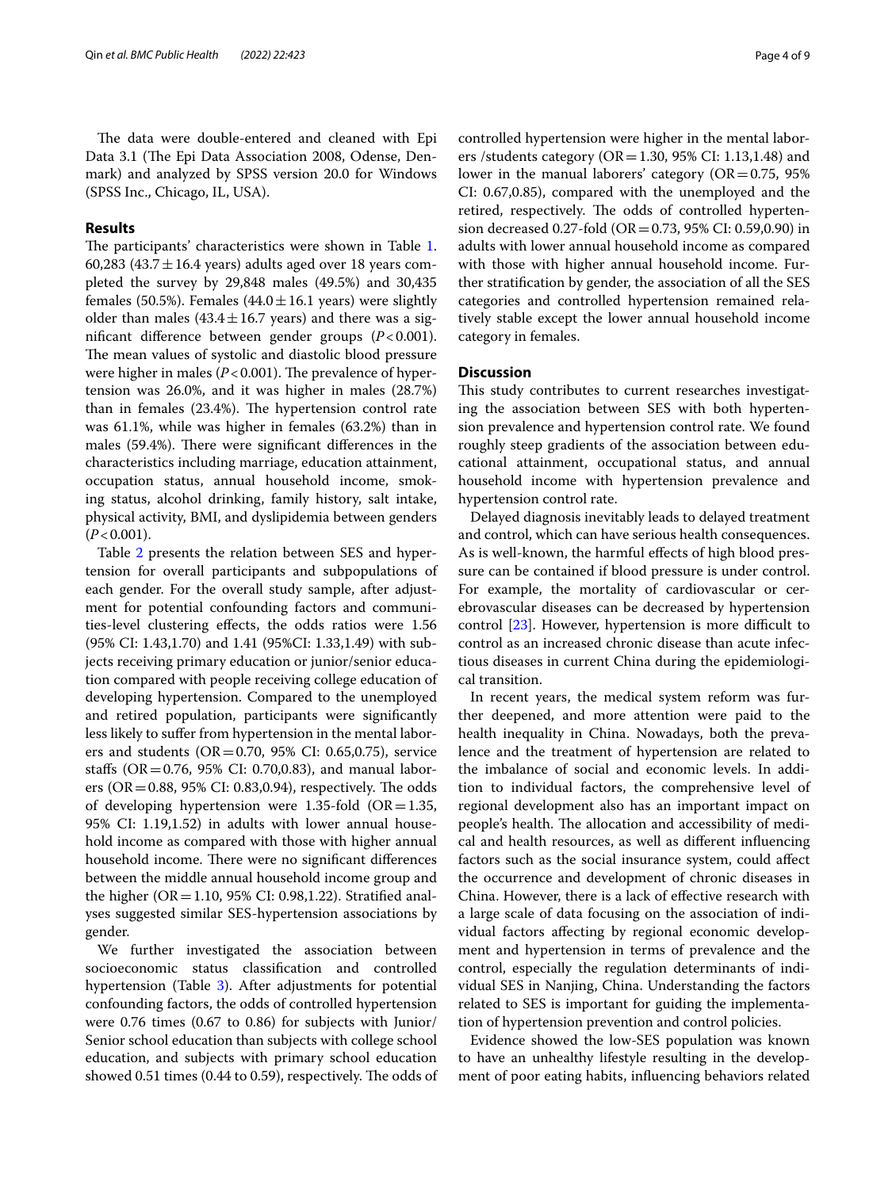The data were double-entered and cleaned with Epi Data 3.1 (The Epi Data Association 2008, Odense, Denmark) and analyzed by SPSS version 20.0 for Windows (SPSS Inc., Chicago, IL, USA).

## Results

The participants' characteristics were shown in Table 1. 60,283 (43.7 ± 16.4 years) adults aged over 18 years completed the survey by 29,848 males (49.5%) and 30,435 females (50.5%). Females (44.0 ± 16.1 years) were slightly older than males (43.4 ± 16.7 years) and there was a significant difference between gender groups ($P < 0.001$). The mean values of systolic and diastolic blood pressure were higher in males ($P < 0.001$). The prevalence of hypertension was 26.0%, and it was higher in males (28.7%) than in females (23.4%). The hypertension control rate was 61.1%, while was higher in females (63.2%) than in males (59.4%). There were significant differences in the characteristics including marriage, education attainment, occupation status, annual household income, smoking status, alcohol drinking, family history, salt intake, physical activity, BMI, and dyslipidemia between genders ($P < 0.001$).

Table 2 presents the relation between SES and hypertension for overall participants and subpopulations of each gender. For the overall study sample, after adjustment for potential confounding factors and communities-level clustering effects, the odds ratios were 1.56 (95% CI: 1.43,1.70) and 1.41 (95%CI: 1.33,1.49) with subjects receiving primary education or junior/senior education compared with people receiving college education of developing hypertension. Compared to the unemployed and retired population, participants were significantly less likely to suffer from hypertension in the mental laborers and students (OR = 0.70, 95% CI: 0.65,0.75), service staffs (OR = 0.76, 95% CI: 0.70,0.83), and manual laborers (OR = 0.88, 95% CI: 0.83,0.94), respectively. The odds of developing hypertension were 1.35-fold (OR = 1.35, 95% CI: 1.19,1.52) in adults with lower annual household income as compared with those with higher annual household income. There were no significant differences between the middle annual household income group and the higher (OR = 1.10, 95% CI: 0.98,1.22). Stratified analyses suggested similar SES-hypertension associations by gender.

We further investigated the association between socioeconomic status classification and controlled hypertension (Table 3). After adjustments for potential confounding factors, the odds of controlled hypertension were 0.76 times (0.67 to 0.86) for subjects with Junior/Senior school education than subjects with college school education, and subjects with primary school education showed 0.51 times (0.44 to 0.59), respectively. The odds of controlled hypertension were higher in the mental laborers /students category (OR = 1.30, 95% CI: 1.13,1.48) and lower in the manual laborers' category (OR = 0.75, 95% CI: 0.67,0.85), compared with the unemployed and the retired, respectively. The odds of controlled hypertension decreased 0.27-fold (OR = 0.73, 95% CI: 0.59,0.90) in adults with lower annual household income as compared with those with higher annual household income. Further stratification by gender, the association of all the SES categories and controlled hypertension remained relatively stable except the lower annual household income category in females.

## Discussion

This study contributes to current researches investigating the association between SES with both hypertension prevalence and hypertension control rate. We found roughly steep gradients of the association between educational attainment, occupational status, and annual household income with hypertension prevalence and hypertension control rate.

Delayed diagnosis inevitably leads to delayed treatment and control, which can have serious health consequences. As is well-known, the harmful effects of high blood pressure can be contained if blood pressure is under control. For example, the mortality of cardiovascular or cerebrovascular diseases can be decreased by hypertension control [23]. However, hypertension is more difficult to control as an increased chronic disease than acute infectious diseases in current China during the epidemiological transition.

In recent years, the medical system reform was further deepened, and more attention were paid to the health inequality in China. Nowadays, both the prevalence and the treatment of hypertension are related to the imbalance of social and economic levels. In addition to individual factors, the comprehensive level of regional development also has an important impact on people's health. The allocation and accessibility of medical and health resources, as well as different influencing factors such as the social insurance system, could affect the occurrence and development of chronic diseases in China. However, there is a lack of effective research with a large scale of data focusing on the association of individual factors affecting by regional economic development and hypertension in terms of prevalence and the control, especially the regulation determinants of individual SES in Nanjing, China. Understanding the factors related to SES is important for guiding the implementation of hypertension prevention and control policies.

Evidence showed the low-SES population was known to have an unhealthy lifestyle resulting in the development of poor eating habits, influencing behaviors related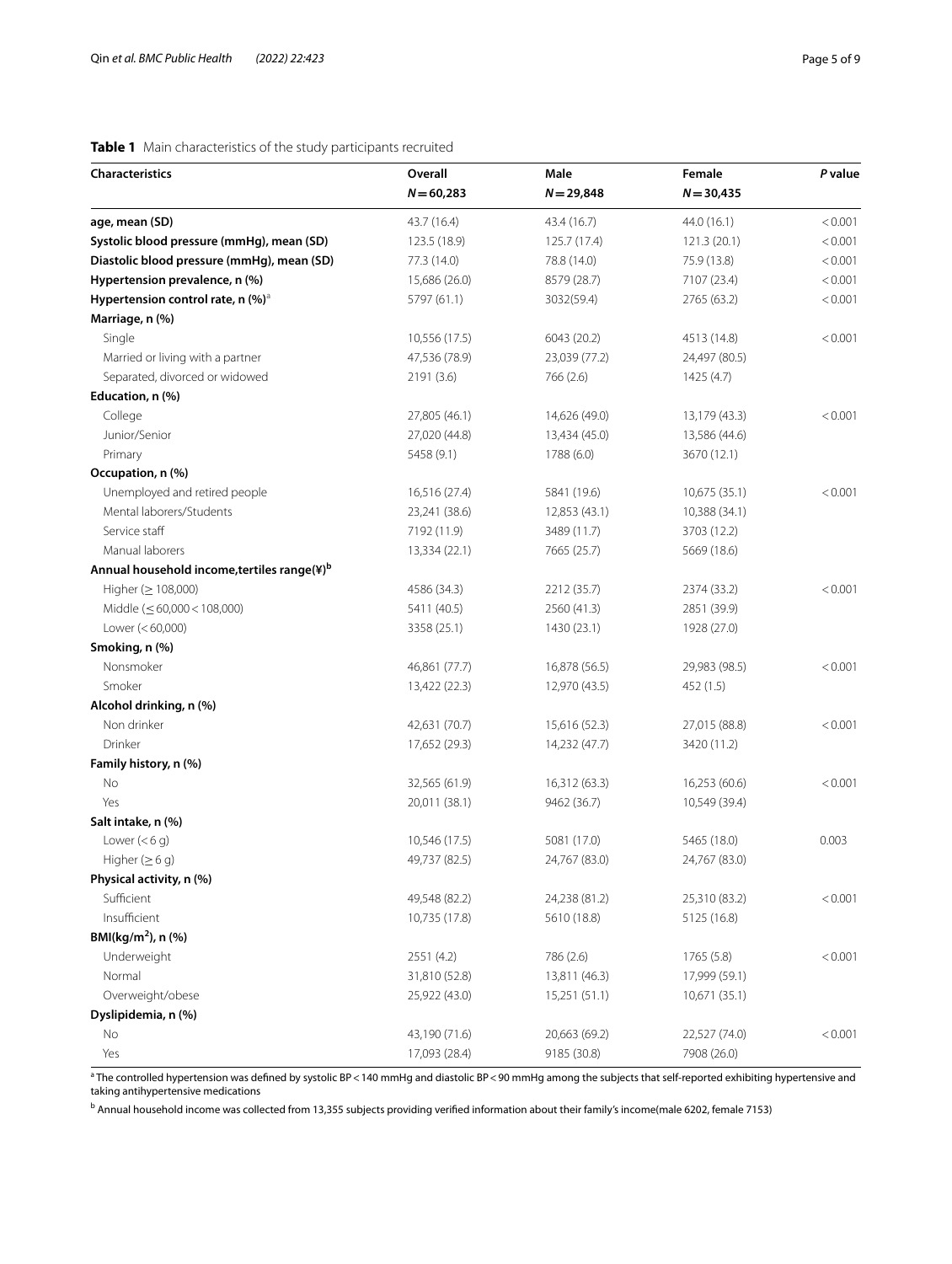**Table 1** Main characteristics of the study participants recruited

| Characteristics | Overall<br>$N = 60,283$ | Male<br>$N = 29,848$ | Female<br>$N = 30,435$ | *P* value |
|---|---|---|---|---|
| **age, mean (SD)** | 43.7 (16.4) | 43.4 (16.7) | 44.0 (16.1) | < 0.001 |
| **Systolic blood pressure (mmHg), mean (SD)** | 123.5 (18.9) | 125.7 (17.4) | 121.3 (20.1) | < 0.001 |
| **Diastolic blood pressure (mmHg), mean (SD)** | 77.3 (14.0) | 78.8 (14.0) | 75.9 (13.8) | < 0.001 |
| **Hypertension prevalence, n (%)** | 15,686 (26.0) | 8579 (28.7) | 7107 (23.4) | < 0.001 |
| **Hypertension control rate, n (%)**[a] | 5797 (61.1) | 3032(59.4) | 2765 (63.2) | < 0.001 |
| **Marriage, n (%)** | | | | |
| Single | 10,556 (17.5) | 6043 (20.2) | 4513 (14.8) | < 0.001 |
| Married or living with a partner | 47,536 (78.9) | 23,039 (77.2) | 24,497 (80.5) | |
| Separated, divorced or widowed | 2191 (3.6) | 766 (2.6) | 1425 (4.7) | |
| **Education, n (%)** | | | | |
| College | 27,805 (46.1) | 14,626 (49.0) | 13,179 (43.3) | < 0.001 |
| Junior/Senior | 27,020 (44.8) | 13,434 (45.0) | 13,586 (44.6) | |
| Primary | 5458 (9.1) | 1788 (6.0) | 3670 (12.1) | |
| **Occupation, n (%)** | | | | |
| Unemployed and retired people | 16,516 (27.4) | 5841 (19.6) | 10,675 (35.1) | < 0.001 |
| Mental laborers/Students | 23,241 (38.6) | 12,853 (43.1) | 10,388 (34.1) | |
| Service staff | 7192 (11.9) | 3489 (11.7) | 3703 (12.2) | |
| Manual laborers | 13,334 (22.1) | 7665 (25.7) | 5669 (18.6) | |
| **Annual household income,tertiles range(¥)**[b] | | | | |
| Higher (≥ 108,000) | 4586 (34.3) | 2212 (35.7) | 2374 (33.2) | < 0.001 |
| Middle (≤ 60,000 < 108,000) | 5411 (40.5) | 2560 (41.3) | 2851 (39.9) | |
| Lower (< 60,000) | 3358 (25.1) | 1430 (23.1) | 1928 (27.0) | |
| **Smoking, n (%)** | | | | |
| Nonsmoker | 46,861 (77.7) | 16,878 (56.5) | 29,983 (98.5) | < 0.001 |
| Smoker | 13,422 (22.3) | 12,970 (43.5) | 452 (1.5) | |
| **Alcohol drinking, n (%)** | | | | |
| Non drinker | 42,631 (70.7) | 15,616 (52.3) | 27,015 (88.8) | < 0.001 |
| Drinker | 17,652 (29.3) | 14,232 (47.7) | 3420 (11.2) | |
| **Family history, n (%)** | | | | |
| No | 32,565 (61.9) | 16,312 (63.3) | 16,253 (60.6) | < 0.001 |
| Yes | 20,011 (38.1) | 9462 (36.7) | 10,549 (39.4) | |
| **Salt intake, n (%)** | | | | |
| Lower (< 6 g) | 10,546 (17.5) | 5081 (17.0) | 5465 (18.0) | 0.003 |
| Higher (≥ 6 g) | 49,737 (82.5) | 24,767 (83.0) | 24,767 (83.0) | |
| **Physical activity, n (%)** | | | | |
| Sufficient | 49,548 (82.2) | 24,238 (81.2) | 25,310 (83.2) | < 0.001 |
| Insufficient | 10,735 (17.8) | 5610 (18.8) | 5125 (16.8) | |
| **BMI(kg/m$^2$), n (%)** | | | | |
| Underweight | 2551 (4.2) | 786 (2.6) | 1765 (5.8) | < 0.001 |
| Normal | 31,810 (52.8) | 13,811 (46.3) | 17,999 (59.1) | |
| Overweight/obese | 25,922 (43.0) | 15,251 (51.1) | 10,671 (35.1) | |
| **Dyslipidemia, n (%)** | | | | |
| No | 43,190 (71.6) | 20,663 (69.2) | 22,527 (74.0) | < 0.001 |
| Yes | 17,093 (28.4) | 9185 (30.8) | 7908 (26.0) | |

[a] The controlled hypertension was defined by systolic BP < 140 mmHg and diastolic BP < 90 mmHg among the subjects that self-reported exhibiting hypertensive and taking antihypertensive medications

[b] Annual household income was collected from 13,355 subjects providing verified information about their family's income(male 6202, female 7153)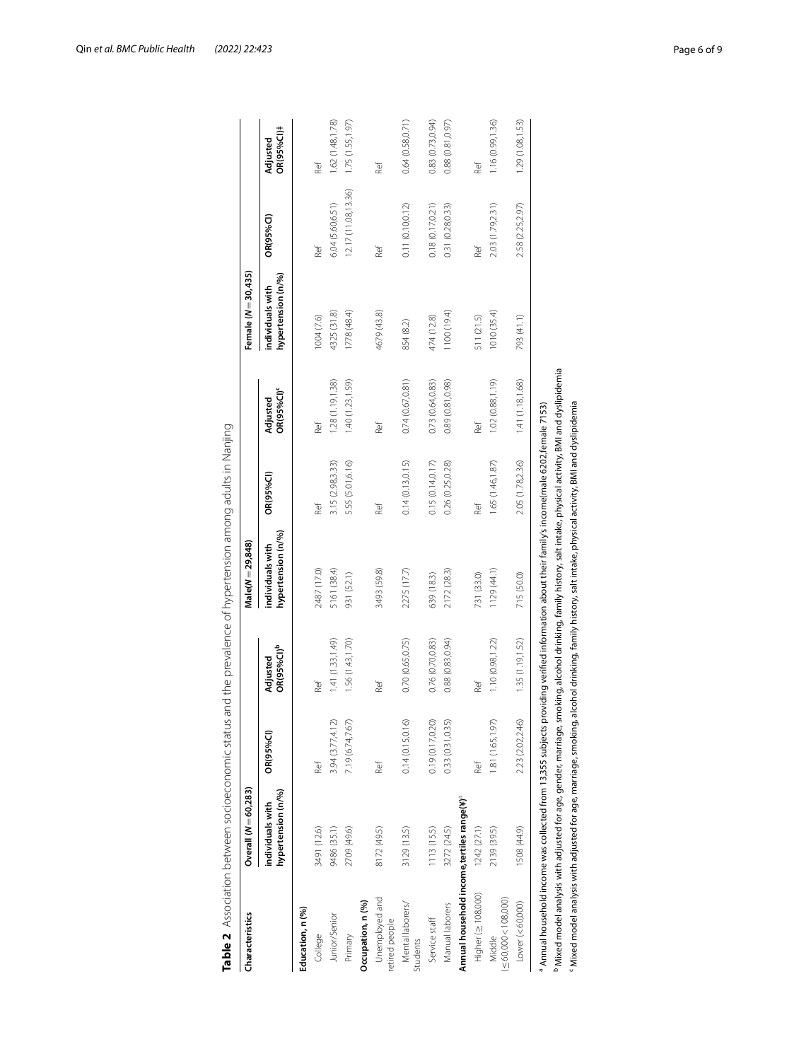**Table 2** Association between socioeconomic status and the prevalence of hypertension among adults in Nanjing

| Characteristics | Overall (N = 60,283) | | | Male(N = 29,848) | | | Female (N = 30,435) | | |
|---|---|---|---|---|---|---|---|---|---|
| | individuals with hypertension (n/%) | OR(95%CI) | Adjusted OR(95%CI)[b] | individuals with hypertension (n/%) | OR(95%CI) | Adjusted OR(95%CI)[c] | individuals with hypertension (n/%) | OR(95%CI) | Adjusted OR(95%CI)‡ |
| **Education, n (%)** | | | | | | | | | |
| College | 3491 (12.6) | Ref | Ref | 2487 (17.0) | Ref | Ref | 1004 (7.6) | Ref | Ref |
| Junior/Senior | 9486 (35.1) | 3.94 (3.77,4.12) | 1.41 (1.33,1.49) | 5161 (38.4) | 3.15 (2.98,3.33) | 1.28 (1.19,1.38) | 4325 (31.8) | 6.04 (5.60,6.51) | 1.62 (1.48,1.78) |
| Primary | 2709 (49.6) | 7.19 (6.74,7.67) | 1.56 (1.43,1.70) | 931 (52.1) | 5.55 (5.01,6.16) | 1.40 (1.23,1.59) | 1778 (48.4) | 12.17 (11.08,13.36) | 1.75 (1.55,1.97) |
| **Occupation, n (%)** | | | | | | | | | |
| Unemployed and retired people | 8172 (49.5) | Ref | Ref | 3493 (59.8) | Ref | Ref | 4679 (43.8) | Ref | Ref |
| Mental laborers/ Students | 3129 (13.5) | 0.14 (0.15,0.16) | 0.70 (0.65,0.75) | 2275 (17.7) | 0.14 (0.13,0.15) | 0.74 (0.67,0.81) | 854 (8.2) | 0.11 (0.10,0.12) | 0.64 (0.58,0.71) |
| Service staff | 1113 (15.5) | 0.19 (0.17,0.20) | 0.76 (0.70,0.83) | 639 (18.3) | 0.15 (0.14,0.17) | 0.73 (0.64,0.83) | 474 (12.8) | 0.18 (0.17,0.21) | 0.83 (0.73,0.94) |
| Manual laborers | 3272 (24.5) | 0.33 (0.31,0.35) | 0.88 (0.83,0.94) | 2172 (28.3) | 0.26 (0.25,0.28) | 0.89 (0.81,0.98) | 1100 (19.4) | 0.31 (0.28,0.33) | 0.88 (0.81,0.97) |
| **Annual household income, tertiles range(¥)[a]** | | | | | | | | | |
| Higher (≥ 108,000) | 1242 (27.1) | Ref | Ref | 731 (33.0) | Ref | Ref | 511 (21.5) | Ref | Ref |
| Middle (≤ 60,000 < 108,000) | 2139 (39.5) | 1.81 (1.65,1.97) | 1.10 (0.98,1.22) | 1129 (44.1) | 1.65 (1.46,1.87) | 1.02 (0.88,1.19) | 1010 (35.4) | 2.03 (1.79,2.31) | 1.16 (0.99,1.36) |
| Lower (< 60,000) | 1508 (44.9) | 2.23 (2.02,2.46) | 1.35 (1.19,1.52) | 715 (50.0) | 2.05 (1.78,2.36) | 1.41 (1.18,1.68) | 793 (41.1) | 2.58 (2.25,2.97) | 1.29 (1.08,1.53) |

[a] Annual household income was collected from 13,355 subjects providing verified information about their family's income(male 6202,female 7153)

[b] Mixed model analysis with adjusted for age, gender, marriage, smoking, alcohol drinking, family history, salt intake, physical activity, BMI and dyslipidemia

[c] Mixed model analysis with adjusted for age, marriage, smoking, alcohol drinking, family history, salt intake, physical activity, BMI and dyslipidemia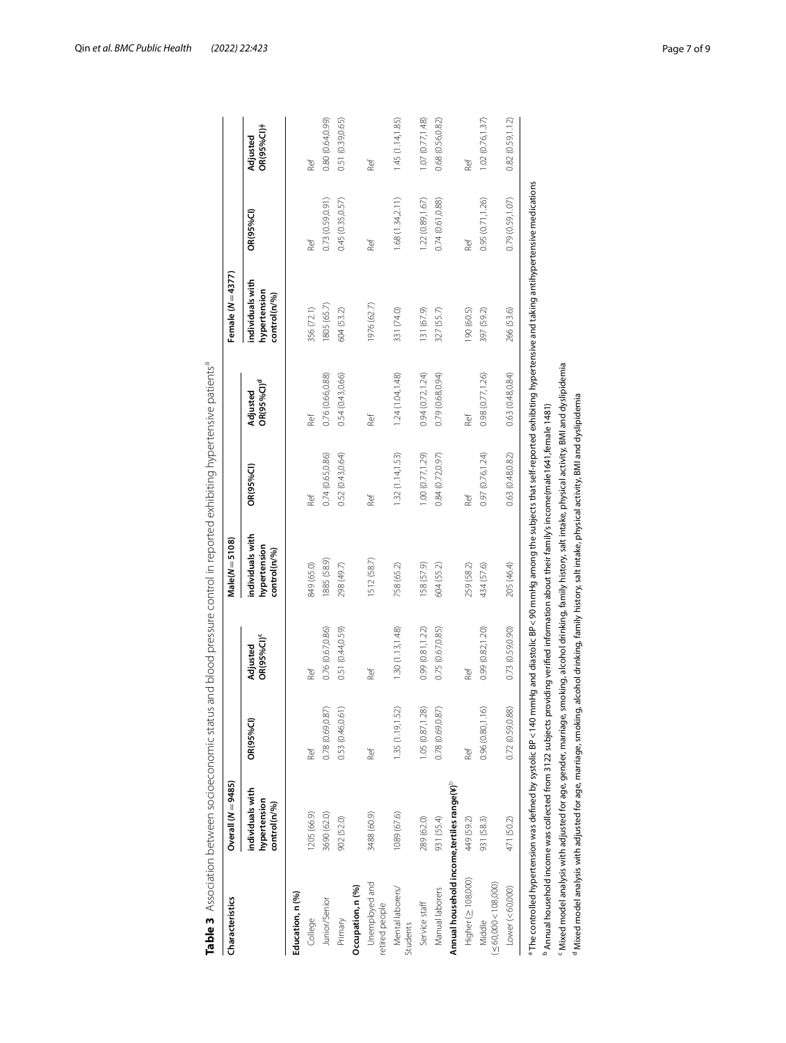**Table 3** Association between socioeconomic status and blood pressure control in reported exhibiting hypertensive patients[a]

| Characteristics | Overall (N = 9485) | | | Male(N = 5108) | | | Female (N = 4377) | | |
|---|---|---|---|---|---|---|---|---|---|
| | individuals with hypertension control(n/%) | OR(95%CI) | Adjusted OR(95%CI)[c] | individuals with hypertension control(n/%) | OR(95%CI) | Adjusted OR(95%CI)[d] | individuals with hypertension control(n/%) | OR(95%CI) | Adjusted OR(95%CI)‡ |
| **Education, n (%)** | | | | | | | | | |
| College | 1205 (66.9) | Ref | Ref | 849 (65.0) | Ref | Ref | 356 (72.1) | Ref | Ref |
| Junior/Senior | 3690 (62.0) | 0.78 (0.69,0.87) | 0.76 (0.67,0.86) | 1885 (58.9) | 0.74 (0.65,0.86) | 0.76 (0.66,0.88) | 1805 (65.7) | 0.73 (0.59,0.91) | 0.80 (0.64,0.99) |
| Primary | 902 (52.0) | 0.53 (0.46,0.61) | 0.51 (0.44,0.59) | 298 (49.7) | 0.52 (0.43,0.64) | 0.54 (0.43,0.66) | 604 (53.2) | 0.45 (0.35,0.57) | 0.51 (0.39,0.65) |
| **Occupation, n (%)** | | | | | | | | | |
| Unemployed and retired people | 3488 (60.9) | Ref | Ref | 1512 (58.7) | Ref | Ref | 1976 (62.7) | Ref | Ref |
| Mental laborers/ Students | 1089 (67.6) | 1.35 (1.19,1.52) | 1.30 (1.13,1.48) | 758 (65.2) | 1.32 (1.14,1.53) | 1.24 (1.04,1.48) | 331 (74.0) | 1.68 (1.34,2.11) | 1.45 (1.14,1.85) |
| Service staff | 289 (62.0) | 1.05 (0.87,1.28) | 0.99 (0.81,1.22) | 158 (57.9) | 1.00 (0.77,1.29) | 0.94 (0.72,1.24) | 131 (67.9) | 1.22 (0.89,1.67) | 1.07 (0.77,1.48) |
| Manual laborers | 931 (55.4) | 0.78 (0.69,0.87) | 0.75 (0.67,0.85) | 604 (55.2) | 0.84 (0.72,0.97) | 0.79 (0.68,0.94) | 327 (55.7) | 0.74 (0.61,0.88) | 0.68 (0.56,0.82) |
| **Annual household income,tertiles range(¥)**[b] | | | | | | | | | |
| Higher (≥ 108,000) | 449 (59.2) | Ref | Ref | 259 (58.2) | Ref | Ref | 190 (60.5) | Ref | Ref |
| Middle (≤60,000 < 108,000) | 931 (58.3) | 0.96 (0.80,1.16) | 0.99 (0.82,1.20) | 434 (57.6) | 0.97 (0.76,1.24) | 0.98 (0.77,1.26) | 397 (59.2) | 0.95 (0.71,1.26) | 1.02 (0.76,1.37) |
| Lower (< 60,000) | 471 (50.2) | 0.72 (0.59,0.88) | 0.73 (0.59,0.90) | 205 (46.4) | 0.63 (0.48,0.82) | 0.63 (0.48,0.84) | 266 (53.6) | 0.79 (0.59,1.07) | 0.82 (0.59,1.12) |

[a] The controlled hypertension was defined by systolic BP < 140 mmHg and diastolic BP < 90 mmHg among the subjects that self-reported exhibiting hypertensive and taking antihypertensive medications

[b] Annual household income was collected from 3122 subjects providing verified information about their family's income(male1641, female 1481)

[c] Mixed model analysis with adjusted for age, gender, marriage, smoking, alcohol drinking, family history, salt intake, physical activity, BMI and dyslipidemia

[d] Mixed model analysis with adjusted for age, marriage, smoking, alcohol drinking, family history, salt intake, physical activity, BMI and dyslipidemia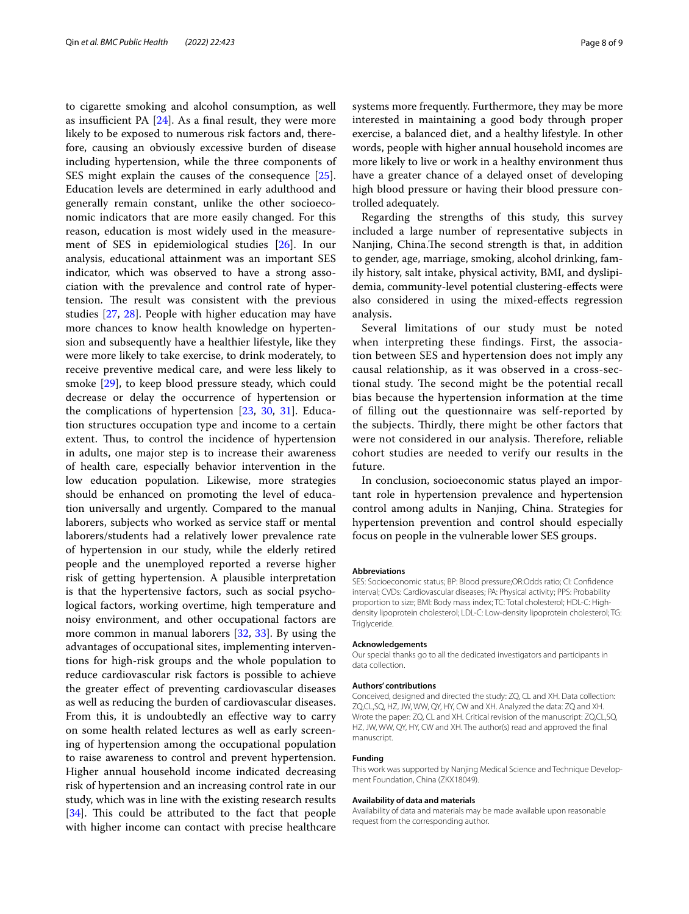to cigarette smoking and alcohol consumption, as well as insufficient PA [24]. As a final result, they were more likely to be exposed to numerous risk factors and, therefore, causing an obviously excessive burden of disease including hypertension, while the three components of SES might explain the causes of the consequence [25]. Education levels are determined in early adulthood and generally remain constant, unlike the other socioeconomic indicators that are more easily changed. For this reason, education is most widely used in the measurement of SES in epidemiological studies [26]. In our analysis, educational attainment was an important SES indicator, which was observed to have a strong association with the prevalence and control rate of hypertension. The result was consistent with the previous studies [27, 28]. People with higher education may have more chances to know health knowledge on hypertension and subsequently have a healthier lifestyle, like they were more likely to take exercise, to drink moderately, to receive preventive medical care, and were less likely to smoke [29], to keep blood pressure steady, which could decrease or delay the occurrence of hypertension or the complications of hypertension [23, 30, 31]. Education structures occupation type and income to a certain extent. Thus, to control the incidence of hypertension in adults, one major step is to increase their awareness of health care, especially behavior intervention in the low education population. Likewise, more strategies should be enhanced on promoting the level of education universally and urgently. Compared to the manual laborers, subjects who worked as service staff or mental laborers/students had a relatively lower prevalence rate of hypertension in our study, while the elderly retired people and the unemployed reported a reverse higher risk of getting hypertension. A plausible interpretation is that the hypertensive factors, such as social psychological factors, working overtime, high temperature and noisy environment, and other occupational factors are more common in manual laborers [32, 33]. By using the advantages of occupational sites, implementing interventions for high-risk groups and the whole population to reduce cardiovascular risk factors is possible to achieve the greater effect of preventing cardiovascular diseases as well as reducing the burden of cardiovascular diseases. From this, it is undoubtedly an effective way to carry on some health related lectures as well as early screening of hypertension among the occupational population to raise awareness to control and prevent hypertension. Higher annual household income indicated decreasing risk of hypertension and an increasing control rate in our study, which was in line with the existing research results [34]. This could be attributed to the fact that people with higher income can contact with precise healthcare systems more frequently. Furthermore, they may be more interested in maintaining a good body through proper exercise, a balanced diet, and a healthy lifestyle. In other words, people with higher annual household incomes are more likely to live or work in a healthy environment thus have a greater chance of a delayed onset of developing high blood pressure or having their blood pressure controlled adequately.

Regarding the strengths of this study, this survey included a large number of representative subjects in Nanjing, China.The second strength is that, in addition to gender, age, marriage, smoking, alcohol drinking, family history, salt intake, physical activity, BMI, and dyslipidemia, community-level potential clustering-effects were also considered in using the mixed-effects regression analysis.

Several limitations of our study must be noted when interpreting these findings. First, the association between SES and hypertension does not imply any causal relationship, as it was observed in a cross-sectional study. The second might be the potential recall bias because the hypertension information at the time of filling out the questionnaire was self-reported by the subjects. Thirdly, there might be other factors that were not considered in our analysis. Therefore, reliable cohort studies are needed to verify our results in the future.

In conclusion, socioeconomic status played an important role in hypertension prevalence and hypertension control among adults in Nanjing, China. Strategies for hypertension prevention and control should especially focus on people in the vulnerable lower SES groups.

#### Abbreviations

SES: Socioeconomic status; BP: Blood pressure;OR:Odds ratio; CI: Confidence interval; CVDs: Cardiovascular diseases; PA: Physical activity; PPS: Probability proportion to size; BMI: Body mass index; TC: Total cholesterol; HDL-C: High-density lipoprotein cholesterol; LDL-C: Low-density lipoprotein cholesterol; TG: Triglyceride.

#### Acknowledgements

Our special thanks go to all the dedicated investigators and participants in data collection.

#### Authors' contributions

Conceived, designed and directed the study: ZQ, CL and XH. Data collection: ZQ,CL,SQ, HZ, JW, WW, QY, HY, CW and XH. Analyzed the data: ZQ and XH. Wrote the paper: ZQ, CL and XH. Critical revision of the manuscript: ZQ,CL,SQ, HZ, JW, WW, QY, HY, CW and XH. The author(s) read and approved the final manuscript.

#### Funding

This work was supported by Nanjing Medical Science and Technique Development Foundation, China (ZKX18049).

#### Availability of data and materials

Availability of data and materials may be made available upon reasonable request from the corresponding author.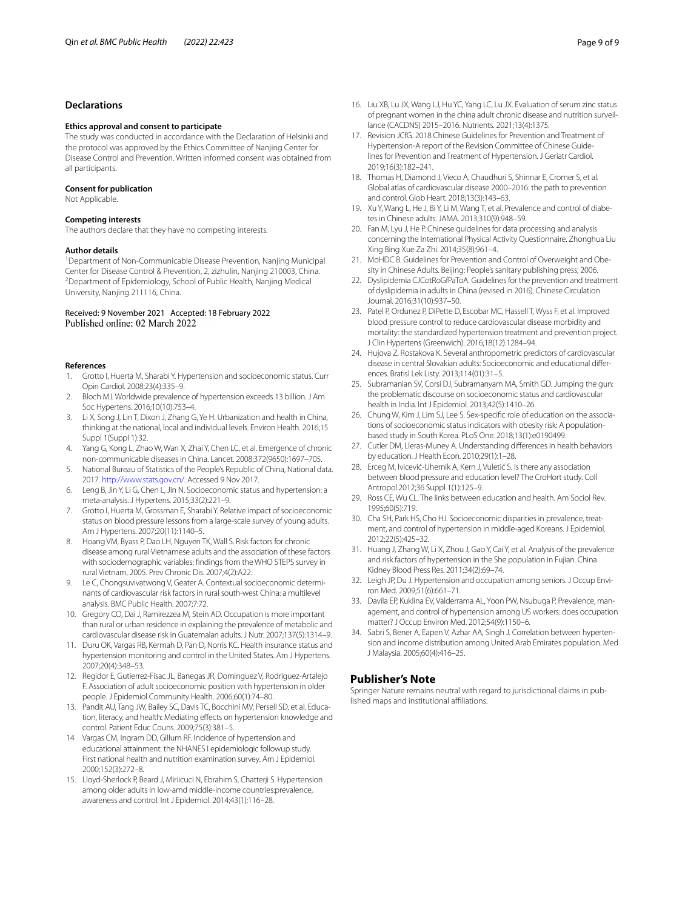## Declarations

### Ethics approval and consent to participate

The study was conducted in accordance with the Declaration of Helsinki and the protocol was approved by the Ethics Committee of Nanjing Center for Disease Control and Prevention. Written informed consent was obtained from all participants.

### Consent for publication

Not Applicable.

### Competing interests

The authors declare that they have no competing interests.

### Author details

[1]Department of Non-Communicable Disease Prevention, Nanjing Municipal Center for Disease Control & Prevention, 2, zizhulin, Nanjing 210003, China. [2]Department of Epidemiology, School of Public Health, Nanjing Medical University, Nanjing 211116, China.

Received: 9 November 2021 Accepted: 18 February 2022
Published online: 02 March 2022

### References

1. Grotto I, Huerta M, Sharabi Y. Hypertension and socioeconomic status. Curr Opin Cardiol. 2008;23(4):335–9.
2. Bloch MJ. Worldwide prevalence of hypertension exceeds 13 billion. J Am Soc Hypertens. 2016;10(10):753–4.
3. Li X, Song J, Lin T, Dixon J, Zhang G, Ye H. Urbanization and health in China, thinking at the national, local and individual levels. Environ Health. 2016;15 Suppl 1(Suppl 1):32.
4. Yang G, Kong L, Zhao W, Wan X, Zhai Y, Chen LC, et al. Emergence of chronic non-communicable diseases in China. Lancet. 2008;372(9650):1697–705.
5. National Bureau of Statistics of the People's Republic of China, National data. 2017. http://www.stats.gov.cn/. Accessed 9 Nov 2017.
6. Leng B, Jin Y, Li G, Chen L, Jin N. Socioeconomic status and hypertension: a meta-analysis. J Hypertens. 2015;33(2):221–9.
7. Grotto I, Huerta M, Grossman E, Sharabi Y. Relative impact of socioeconomic status on blood pressure lessons from a large-scale survey of young adults. Am J Hypertens. 2007;20(11):1140–5.
8. Hoang VM, Byass P, Dao LH, Nguyen TK, Wall S. Risk factors for chronic disease among rural Vietnamese adults and the association of these factors with sociodemographic variables: findings from the WHO STEPS survey in rural Vietnam, 2005. Prev Chronic Dis. 2007;4(2):A22.
9. Le C, Chongsuvivatwong V, Geater A. Contextual socioeconomic determinants of cardiovascular risk factors in rural south-west China: a multilevel analysis. BMC Public Health. 2007;7:72.
10. Gregory CO, Dai J, Ramirezzea M, Stein AD. Occupation is more important than rural or urban residence in explaining the prevalence of metabolic and cardiovascular disease risk in Guatemalan adults. J Nutr. 2007;137(5):1314–9.
11. Duru OK, Vargas RB, Kermah D, Pan D, Norris KC. Health insurance status and hypertension monitoring and control in the United States. Am J Hypertens. 2007;20(4):348–53.
12. Regidor E, Gutierrez-Fisac JL, Banegas JR, Dominguez V, Rodriguez-Artalejo F. Association of adult socioeconomic position with hypertension in older people. J Epidemiol Community Health. 2006;60(1):74–80.
13. Pandit AU, Tang JW, Bailey SC, Davis TC, Bocchini MV, Persell SD, et al. Education, literacy, and health: Mediating effects on hypertension knowledge and control. Patient Educ Couns. 2009;75(3):381–5.
14. Vargas CM, Ingram DD, Gillum RF. Incidence of hypertension and educational attainment: the NHANES I epidemiologic followup study. First national health and nutrition examination survey. Am J Epidemiol. 2000;152(3):272–8.
15. Lloyd-Sherlock P, Beard J, Miriicuci N, Ebrahim S, Chatterji S. Hypertension among older adults in low-amd middle-income countries:prevalence, awareness and control. Int J Epidemiol. 2014;43(1):116–28.
16. Liu XB, Lu JX, Wang LJ, Hu YC, Yang LC, Lu JX. Evaluation of serum zinc status of pregnant women in the china adult chronic disease and nutrition surveillance (CACDNS) 2015–2016. Nutrients. 2021;13(4):1375.
17. Revision JCfG. 2018 Chinese Guidelines for Prevention and Treatment of Hypertension-A report of the Revision Committee of Chinese Guidelines for Prevention and Treatment of Hypertension. J Geriatr Cardiol. 2019;16(3):182–241.
18. Thomas H, Diamond J, Vieco A, Chaudhuri S, Shinnar E, Cromer S, et al. Global atlas of cardiovascular disease 2000–2016: the path to prevention and control. Glob Heart. 2018;13(3):143–63.
19. Xu Y, Wang L, He J, Bi Y, Li M, Wang T, et al. Prevalence and control of diabetes in Chinese adults. JAMA. 2013;310(9):948–59.
20. Fan M, Lyu J, He P. Chinese guidelines for data processing and analysis concerning the International Physical Activity Questionnaire. Zhonghua Liu Xing Bing Xue Za Zhi. 2014;35(8):961–4.
21. MoHDC B. Guidelines for Prevention and Control of Overweight and Obesity in Chinese Adults. Beijing: People's sanitary publishing press; 2006.
22. Dyslipidemia CJCotRoGfPaToA. Guidelines for the prevention and treatment of dyslipidemia in adults in China (revised in 2016). Chinese Circulation Journal. 2016;31(10):937–50.
23. Patel P, Ordunez P, DiPette D, Escobar MC, Hassell T, Wyss F, et al. Improved blood pressure control to reduce cardiovascular disease morbidity and mortality: the standardized hypertension treatment and prevention project. J Clin Hypertens (Greenwich). 2016;18(12):1284–94.
24. Hujova Z, Rostakova K. Several anthropometric predictors of cardiovascular disease in central Slovakian adults: Socioeconomic and educational differences. Bratisl Lek Listy. 2013;114(01):31–5.
25. Subramanian SV, Corsi DJ, Subramanyam MA, Smith GD. Jumping the gun: the problematic discourse on socioeconomic status and cardiovascular health in India. Int J Epidemiol. 2013;42(5):1410–26.
26. Chung W, Kim J, Lim SJ, Lee S. Sex-specific role of education on the associations of socioeconomic status indicators with obesity risk: A population-based study in South Korea. PLoS One. 2018;13(1):e0190499.
27. Cutler DM, Lleras-Muney A. Understanding differences in health behaviors by education. J Health Econ. 2010;29(1):1–28.
28. Erceg M, Ivicević-Uhernik A, Kern J, Vuletić S. Is there any association between blood pressure and education level? The CroHort study. Coll Antropol.2012;36 Suppl 1(1):125–9.
29. Ross CE, Wu CL. The links between education and health. Am Sociol Rev. 1995;60(5):719.
30. Cha SH, Park HS, Cho HJ. Socioeconomic disparities in prevalence, treatment, and control of hypertension in middle-aged Koreans. J Epidemiol. 2012;22(5):425–32.
31. Huang J, Zhang W, Li X, Zhou J, Gao Y, Cai Y, et al. Analysis of the prevalence and risk factors of hypertension in the She population in Fujian. China Kidney Blood Press Res. 2011;34(2):69–74.
32. Leigh JP, Du J. Hypertension and occupation among seniors. J Occup Environ Med. 2009;51(6):661–71.
33. Davila EP, Kuklina EV, Valderrama AL, Yoon PW, Nsubuga P. Prevalence, management, and control of hypertension among US workers: does occupation matter? J Occup Environ Med. 2012;54(9):1150–6.
34. Sabri S, Bener A, Eapen V, Azhar AA, Singh J. Correlation between hypertension and income distribution among United Arab Emirates population. Med J Malaysia. 2005;60(4):416–25.

## Publisher's Note

Springer Nature remains neutral with regard to jurisdictional claims in published maps and institutional affiliations.